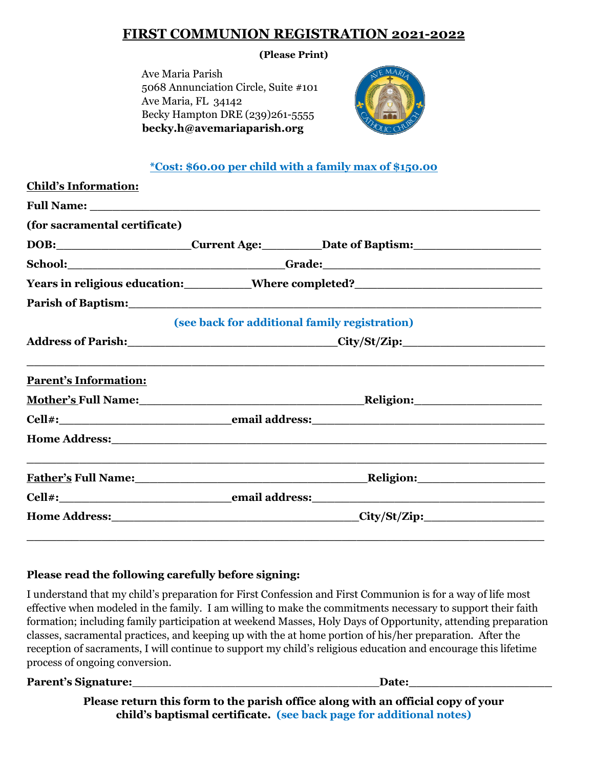# FIRST COMMUNION REGISTRATION 2021-2022

**(Please Print)**

Ave Maria Parish
5068 Annunciation Circle, Suite #101
Ave Maria, FL 34142
Becky Hampton DRE (239)261-5555
**becky.h@avemariaparish.org**

**\*Cost: $60.00 per child with a family max of $150.00**

**Child's Information:**

**Full Name:** ____________________________________________________________

**(for sacramental certificate)**

**DOB:**__________________**Current Age:**________**Date of Baptism:**__________________

**School:**______________________________**Grade:**______________________________

**Years in religious education:**_________**Where completed?**__________________________

**Parish of Baptism:**________________________________________________________

**(see back for additional family registration)**

**Address of Parish:**____________________________**City/St/Zip:**___________________

______________________________________________________________________________

**Parent's Information:**

**Mother's Full Name:**________________________________**Religion:**__________________

**Cell#:**________________________**email address:**________________________________

**Home Address:**___________________________________________________________

______________________________________________________________________________

**Father's Full Name:**________________________________**Religion:**__________________

**Cell#:**________________________**email address:**________________________________

**Home Address:**___________________________________**City/St/Zip:**_________________

______________________________________________________________________________

**Please read the following carefully before signing:**

I understand that my child's preparation for First Confession and First Communion is for a way of life most effective when modeled in the family. I am willing to make the commitments necessary to support their faith formation; including family participation at weekend Masses, Holy Days of Opportunity, attending preparation classes, sacramental practices, and keeping up with the at home portion of his/her preparation. After the reception of sacraments, I will continue to support my child's religious education and encourage this lifetime process of ongoing conversion.

**Parent's Signature:**__________________________________**Date:**____________________

**Please return this form to the parish office along with an official copy of your child's baptismal certificate. (see back page for additional notes)**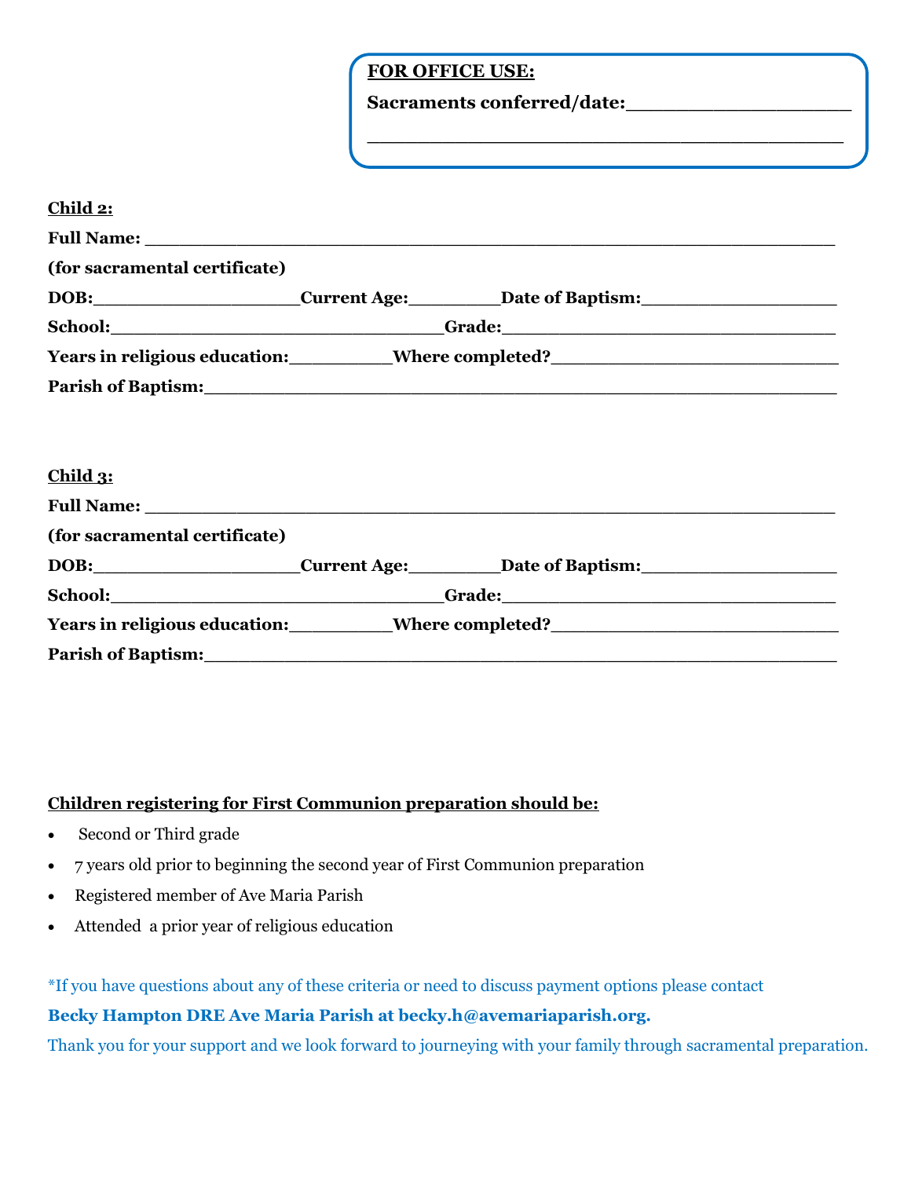**FOR OFFICE USE:**

**Sacraments conferred/date:\_\_\_\_\_\_\_\_\_\_\_\_\_\_\_\_\_\_\_\_**

**\_\_\_\_\_\_\_\_\_\_\_\_\_\_\_\_\_\_\_\_\_\_\_\_\_\_\_\_\_\_\_\_\_\_\_\_\_\_\_\_\_**

**Child 2:**

**Full Name: \_\_\_\_\_\_\_\_\_\_\_\_\_\_\_\_\_\_\_\_\_\_\_\_\_\_\_\_\_\_\_\_\_\_\_\_\_\_\_\_\_\_\_\_\_\_\_\_\_\_\_\_\_\_\_\_\_\_**

**(for sacramental certificate)**

**DOB:\_\_\_\_\_\_\_\_\_\_\_\_\_\_\_\_\_\_\_Current Age:\_\_\_\_\_\_\_\_Date of Baptism:\_\_\_\_\_\_\_\_\_\_\_\_\_\_\_\_\_\_**

**School:\_\_\_\_\_\_\_\_\_\_\_\_\_\_\_\_\_\_\_\_\_\_\_\_\_\_\_\_\_\_\_Grade:\_\_\_\_\_\_\_\_\_\_\_\_\_\_\_\_\_\_\_\_\_\_\_\_\_\_\_\_\_\_\_**

**Years in religious education:\_\_\_\_\_\_\_\_\_Where completed?\_\_\_\_\_\_\_\_\_\_\_\_\_\_\_\_\_\_\_\_\_\_\_\_\_**

**Parish of Baptism:\_\_\_\_\_\_\_\_\_\_\_\_\_\_\_\_\_\_\_\_\_\_\_\_\_\_\_\_\_\_\_\_\_\_\_\_\_\_\_\_\_\_\_\_\_\_\_\_\_\_\_\_\_\_\_\_\_\_**

**Child 3:**

**Full Name: \_\_\_\_\_\_\_\_\_\_\_\_\_\_\_\_\_\_\_\_\_\_\_\_\_\_\_\_\_\_\_\_\_\_\_\_\_\_\_\_\_\_\_\_\_\_\_\_\_\_\_\_\_\_\_\_\_\_**

**(for sacramental certificate)**

**DOB:\_\_\_\_\_\_\_\_\_\_\_\_\_\_\_\_\_\_\_Current Age:\_\_\_\_\_\_\_\_Date of Baptism:\_\_\_\_\_\_\_\_\_\_\_\_\_\_\_\_\_\_**

**School:\_\_\_\_\_\_\_\_\_\_\_\_\_\_\_\_\_\_\_\_\_\_\_\_\_\_\_\_\_\_\_Grade:\_\_\_\_\_\_\_\_\_\_\_\_\_\_\_\_\_\_\_\_\_\_\_\_\_\_\_\_\_\_\_**

**Years in religious education:\_\_\_\_\_\_\_\_\_Where completed?\_\_\_\_\_\_\_\_\_\_\_\_\_\_\_\_\_\_\_\_\_\_\_\_\_**

**Parish of Baptism:\_\_\_\_\_\_\_\_\_\_\_\_\_\_\_\_\_\_\_\_\_\_\_\_\_\_\_\_\_\_\_\_\_\_\_\_\_\_\_\_\_\_\_\_\_\_\_\_\_\_\_\_\_\_\_\_\_\_**

**Children registering for First Communion preparation should be:**

- Second or Third grade
- 7 years old prior to beginning the second year of First Communion preparation
- Registered member of Ave Maria Parish
- Attended a prior year of religious education

*If you have questions about any of these criteria or need to discuss payment options please contact

**Becky Hampton DRE Ave Maria Parish at becky.h@avemariaparish.org.**

Thank you for your support and we look forward to journeying with your family through sacramental preparation.